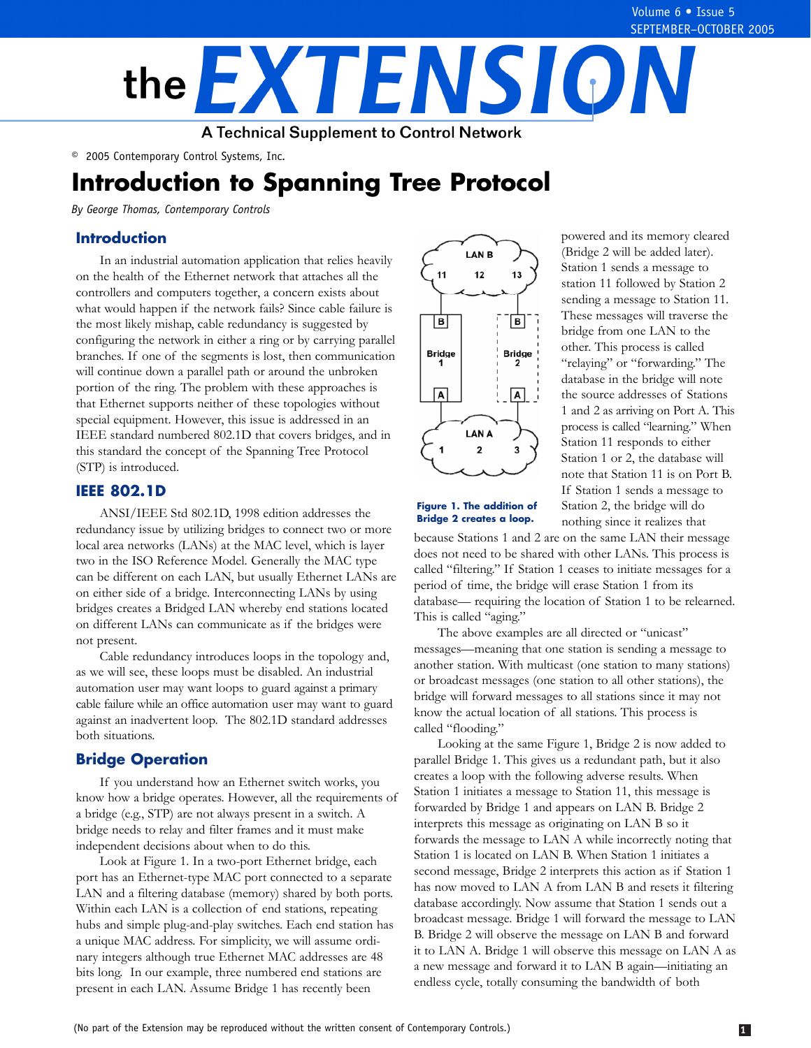# the EXTENSION

A Technical Supplement to Control Network

© 2005 Contemporary Control Systems, Inc.

# Introduction to Spanning Tree Protocol

*By George Thomas, Contemporary Controls*

## Introduction

In an industrial automation application that relies heavily on the health of the Ethernet network that attaches all the controllers and computers together, a concern exists about what would happen if the network fails? Since cable failure is the most likely mishap, cable redundancy is suggested by configuring the network in either a ring or by carrying parallel branches. If one of the segments is lost, then communication will continue down a parallel path or around the unbroken portion of the ring. The problem with these approaches is that Ethernet supports neither of these topologies without special equipment. However, this issue is addressed in an IEEE standard numbered 802.1D that covers bridges, and in this standard the concept of the Spanning Tree Protocol (STP) is introduced.

## IEEE 802.1D

ANSI/IEEE Std 802.1D, 1998 edition addresses the redundancy issue by utilizing bridges to connect two or more local area networks (LANs) at the MAC level, which is layer two in the ISO Reference Model. Generally the MAC type can be different on each LAN, but usually Ethernet LANs are on either side of a bridge. Interconnecting LANs by using bridges creates a Bridged LAN whereby end stations located on different LANs can communicate as if the bridges were not present.

Cable redundancy introduces loops in the topology and, as we will see, these loops must be disabled. An industrial automation user may want loops to guard against a primary cable failure while an office automation user may want to guard against an inadvertent loop. The 802.1D standard addresses both situations.

## Bridge Operation

If you understand how an Ethernet switch works, you know how a bridge operates. However, all the requirements of a bridge (e.g., STP) are not always present in a switch. A bridge needs to relay and filter frames and it must make independent decisions about when to do this.

Look at Figure 1. In a two-port Ethernet bridge, each port has an Ethernet-type MAC port connected to a separate LAN and a filtering database (memory) shared by both ports. Within each LAN is a collection of end stations, repeating hubs and simple plug-and-play switches. Each end station has a unique MAC address. For simplicity, we will assume ordinary integers although true Ethernet MAC addresses are 48 bits long. In our example, three numbered end stations are present in each LAN. Assume Bridge 1 has recently been powered and its memory cleared (Bridge 2 will be added later). Station 1 sends a message to station 11 followed by Station 2 sending a message to Station 11. These messages will traverse the bridge from one LAN to the other. This process is called "relaying" or "forwarding." The database in the bridge will note the source addresses of Stations 1 and 2 as arriving on Port A. This process is called "learning." When Station 11 responds to either Station 1 or 2, the database will note that Station 11 is on Port B. If Station 1 sends a message to Station 2, the bridge will do nothing since it realizes that because Stations 1 and 2 are on the same LAN their message does not need to be shared with other LANs. This process is called "filtering." If Station 1 ceases to initiate messages for a period of time, the bridge will erase Station 1 from its database— requiring the location of Station 1 to be relearned. This is called "aging."

**Figure 1. The addition of Bridge 2 creates a loop.**

The above examples are all directed or "unicast" messages—meaning that one station is sending a message to another station. With multicast (one station to many stations) or broadcast messages (one station to all other stations), the bridge will forward messages to all stations since it may not know the actual location of all stations. This process is called "flooding."

Looking at the same Figure 1, Bridge 2 is now added to parallel Bridge 1. This gives us a redundant path, but it also creates a loop with the following adverse results. When Station 1 initiates a message to Station 11, this message is forwarded by Bridge 1 and appears on LAN B. Bridge 2 interprets this message as originating on LAN B so it forwards the message to LAN A while incorrectly noting that Station 1 is located on LAN B. When Station 1 initiates a second message, Bridge 2 interprets this action as if Station 1 has now moved to LAN A from LAN B and resets it filtering database accordingly. Now assume that Station 1 sends out a broadcast message. Bridge 1 will forward the message to LAN B. Bridge 2 will observe the message on LAN B and forward it to LAN A. Bridge 1 will observe this message on LAN A as a new message and forward it to LAN B again—initiating an endless cycle, totally consuming the bandwidth of both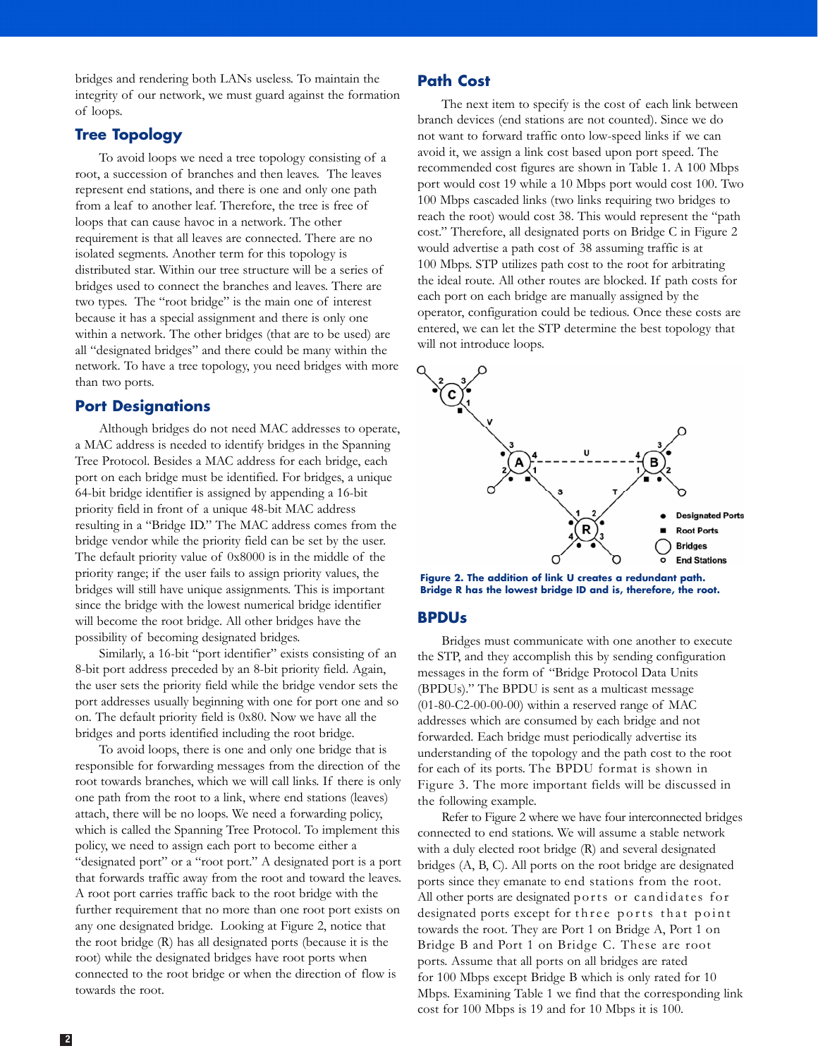bridges and rendering both LANs useless. To maintain the integrity of our network, we must guard against the formation of loops.

## Tree Topology

To avoid loops we need a tree topology consisting of a root, a succession of branches and then leaves. The leaves represent end stations, and there is one and only one path from a leaf to another leaf. Therefore, the tree is free of loops that can cause havoc in a network. The other requirement is that all leaves are connected. There are no isolated segments. Another term for this topology is distributed star. Within our tree structure will be a series of bridges used to connect the branches and leaves. There are two types. The "root bridge" is the main one of interest because it has a special assignment and there is only one within a network. The other bridges (that are to be used) are all "designated bridges" and there could be many within the network. To have a tree topology, you need bridges with more than two ports.

## Port Designations

Although bridges do not need MAC addresses to operate, a MAC address is needed to identify bridges in the Spanning Tree Protocol. Besides a MAC address for each bridge, each port on each bridge must be identified. For bridges, a unique 64-bit bridge identifier is assigned by appending a 16-bit priority field in front of a unique 48-bit MAC address resulting in a "Bridge ID." The MAC address comes from the bridge vendor while the priority field can be set by the user. The default priority value of 0x8000 is in the middle of the priority range; if the user fails to assign priority values, the bridges will still have unique assignments. This is important since the bridge with the lowest numerical bridge identifier will become the root bridge. All other bridges have the possibility of becoming designated bridges.

Similarly, a 16-bit "port identifier" exists consisting of an 8-bit port address preceded by an 8-bit priority field. Again, the user sets the priority field while the bridge vendor sets the port addresses usually beginning with one for port one and so on. The default priority field is 0x80. Now we have all the bridges and ports identified including the root bridge.

To avoid loops, there is one and only one bridge that is responsible for forwarding messages from the direction of the root towards branches, which we will call links. If there is only one path from the root to a link, where end stations (leaves) attach, there will be no loops. We need a forwarding policy, which is called the Spanning Tree Protocol. To implement this policy, we need to assign each port to become either a "designated port" or a "root port." A designated port is a port that forwards traffic away from the root and toward the leaves. A root port carries traffic back to the root bridge with the further requirement that no more than one root port exists on any one designated bridge. Looking at Figure 2, notice that the root bridge (R) has all designated ports (because it is the root) while the designated bridges have root ports when connected to the root bridge or when the direction of flow is towards the root.

## Path Cost

The next item to specify is the cost of each link between branch devices (end stations are not counted). Since we do not want to forward traffic onto low-speed links if we can avoid it, we assign a link cost based upon port speed. The recommended cost figures are shown in Table 1. A 100 Mbps port would cost 19 while a 10 Mbps port would cost 100. Two 100 Mbps cascaded links (two links requiring two bridges to reach the root) would cost 38. This would represent the "path cost." Therefore, all designated ports on Bridge C in Figure 2 would advertise a path cost of 38 assuming traffic is at 100 Mbps. STP utilizes path cost to the root for arbitrating the ideal route. All other routes are blocked. If path costs for each port on each bridge are manually assigned by the operator, configuration could be tedious. Once these costs are entered, we can let the STP determine the best topology that will not introduce loops.

**Figure 2. The addition of link U creates a redundant path. Bridge R has the lowest bridge ID and is, therefore, the root.**

## BPDUs

Bridges must communicate with one another to execute the STP, and they accomplish this by sending configuration messages in the form of "Bridge Protocol Data Units (BPDUs)." The BPDU is sent as a multicast message (01-80-C2-00-00-00) within a reserved range of MAC addresses which are consumed by each bridge and not forwarded. Each bridge must periodically advertise its understanding of the topology and the path cost to the root for each of its ports. The BPDU format is shown in Figure 3. The more important fields will be discussed in the following example.

Refer to Figure 2 where we have four interconnected bridges connected to end stations. We will assume a stable network with a duly elected root bridge (R) and several designated bridges (A, B, C). All ports on the root bridge are designated ports since they emanate to end stations from the root. All other ports are designated ports or candidates for designated ports except for three ports that point towards the root. They are Port 1 on Bridge A, Port 1 on Bridge B and Port 1 on Bridge C. These are root ports. Assume that all ports on all bridges are rated for 100 Mbps except Bridge B which is only rated for 10 Mbps. Examining Table 1 we find that the corresponding link cost for 100 Mbps is 19 and for 10 Mbps it is 100.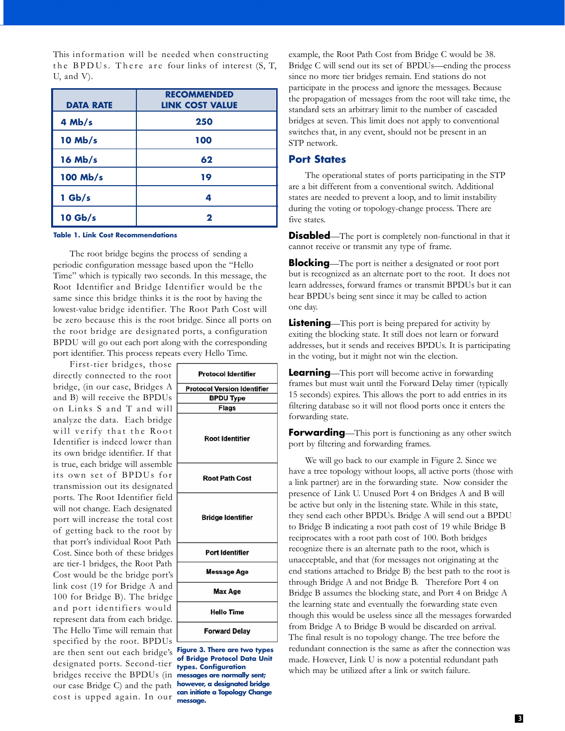This information will be needed when constructing the BPDUs. There are four links of interest (S, T, U, and V).

| DATA RATE | RECOMMENDED LINK COST VALUE |
|---|---|
| 4 Mb/s | 250 |
| 10 Mb/s | 100 |
| 16 Mb/s | 62 |
| 100 Mb/s | 19 |
| 1 Gb/s | 4 |
| 10 Gb/s | 2 |

**Table 1. Link Cost Recommendations**

The root bridge begins the process of sending a periodic configuration message based upon the "Hello Time" which is typically two seconds. In this message, the Root Identifier and Bridge Identifier would be the same since this bridge thinks it is the root by having the lowest-value bridge identifier. The Root Path Cost will be zero because this is the root bridge. Since all ports on the root bridge are designated ports, a configuration BPDU will go out each port along with the corresponding port identifier. This process repeats every Hello Time.

First-tier bridges, those directly connected to the root bridge, (in our case, Bridges A and B) will receive the BPDUs on Links S and T and will analyze the data. Each bridge will verify that the Root Identifier is indeed lower than its own bridge identifier. If that is true, each bridge will assemble its own set of BPDUs for transmission out its designated ports. The Root Identifier field will not change. Each designated port will increase the total cost of getting back to the root by that port's individual Root Path Cost. Since both of these bridges are tier-1 bridges, the Root Path Cost would be the bridge port's link cost (19 for Bridge A and 100 for Bridge B). The bridge and port identifiers would represent data from each bridge. The Hello Time will remain that specified by the root. BPDUs are then sent out each bridge's designated ports. Second-tier bridges receive the BPDUs (in our case Bridge C) and the path cost is upped again. In our example, the Root Path Cost from Bridge C would be 38. Bridge C will send out its set of BPDUs—ending the process since no more tier bridges remain. End stations do not participate in the process and ignore the messages. Because the propagation of messages from the root will take time, the standard sets an arbitrary limit to the number of cascaded bridges at seven. This limit does not apply to conventional switches that, in any event, should not be present in an STP network.

| Protocol Identifier |
|---|
| Protocol Version Identifier |
| BPDU Type |
| Flags |
| Root Identifier |
| Root Path Cost |
| Bridge Identifier |
| Port Identifier |
| Message Age |
| Max Age |
| Hello Time |
| Forward Delay |

**Figure 3. There are two types of Bridge Protocol Data Unit types. Configuration messages are normally sent; however, a designated bridge can initiate a Topology Change message.**

## Port States

The operational states of ports participating in the STP are a bit different from a conventional switch. Additional states are needed to prevent a loop, and to limit instability during the voting or topology-change process. There are five states.

**Disabled**—The port is completely non-functional in that it cannot receive or transmit any type of frame.

**Blocking**—The port is neither a designated or root port but is recognized as an alternate port to the root. It does not learn addresses, forward frames or transmit BPDUs but it can hear BPDUs being sent since it may be called to action one day.

**Listening**—This port is being prepared for activity by exiting the blocking state. It still does not learn or forward addresses, but it sends and receives BPDUs. It is participating in the voting, but it might not win the election.

**Learning**—This port will become active in forwarding frames but must wait until the Forward Delay timer (typically 15 seconds) expires. This allows the port to add entries in its filtering database so it will not flood ports once it enters the forwarding state.

**Forwarding**—This port is functioning as any other switch port by filtering and forwarding frames.

We will go back to our example in Figure 2. Since we have a tree topology without loops, all active ports (those with a link partner) are in the forwarding state. Now consider the presence of Link U. Unused Port 4 on Bridges A and B will be active but only in the listening state. While in this state, they send each other BPDUs. Bridge A will send out a BPDU to Bridge B indicating a root path cost of 19 while Bridge B reciprocates with a root path cost of 100. Both bridges recognize there is an alternate path to the root, which is unacceptable, and that (for messages not originating at the end stations attached to Bridge B) the best path to the root is through Bridge A and not Bridge B. Therefore Port 4 on Bridge B assumes the blocking state, and Port 4 on Bridge A the learning state and eventually the forwarding state even though this would be useless since all the messages forwarded from Bridge A to Bridge B would be discarded on arrival. The final result is no topology change. The tree before the redundant connection is the same as after the connection was made. However, Link U is now a potential redundant path which may be utilized after a link or switch failure.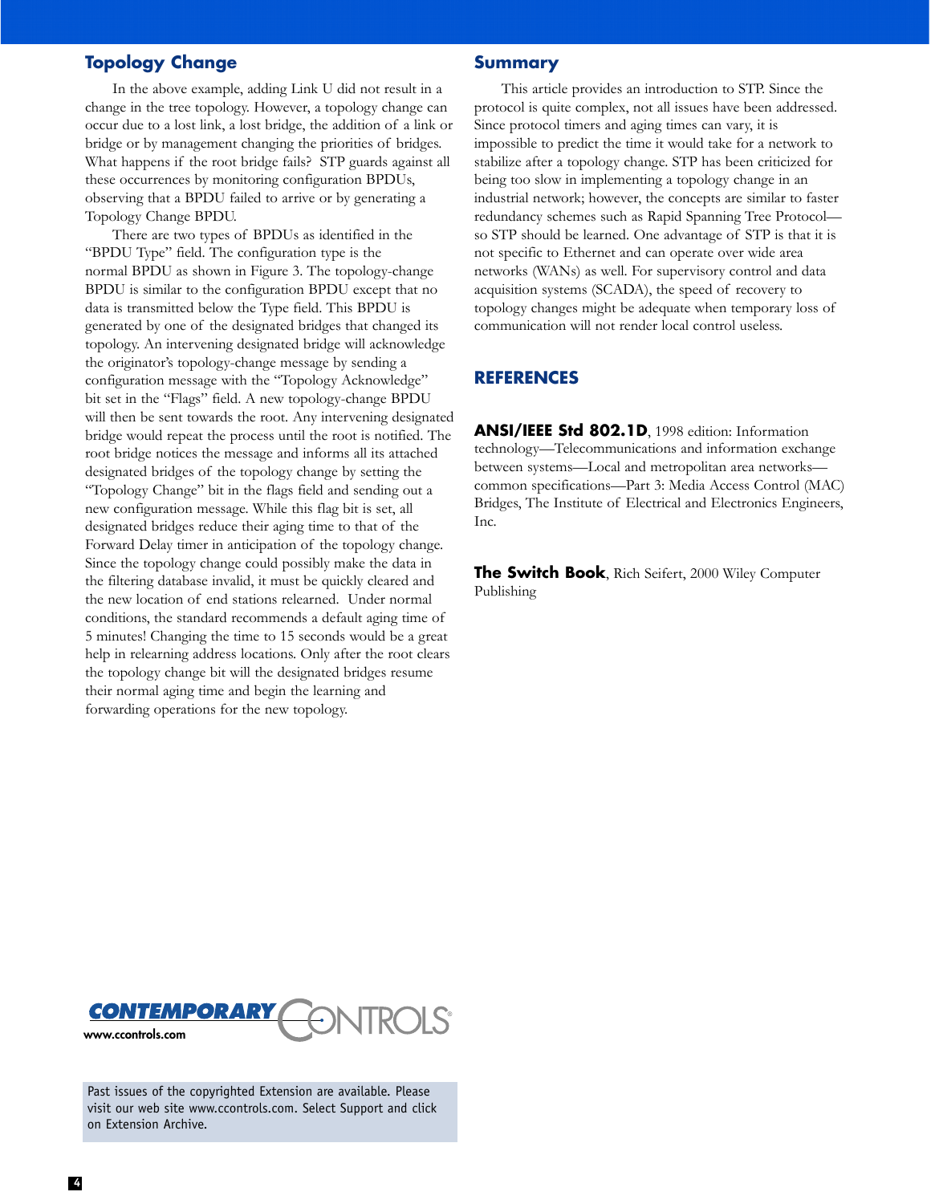## Topology Change

In the above example, adding Link U did not result in a change in the tree topology. However, a topology change can occur due to a lost link, a lost bridge, the addition of a link or bridge or by management changing the priorities of bridges. What happens if the root bridge fails? STP guards against all these occurrences by monitoring configuration BPDUs, observing that a BPDU failed to arrive or by generating a Topology Change BPDU.

There are two types of BPDUs as identified in the "BPDU Type" field. The configuration type is the normal BPDU as shown in Figure 3. The topology-change BPDU is similar to the configuration BPDU except that no data is transmitted below the Type field. This BPDU is generated by one of the designated bridges that changed its topology. An intervening designated bridge will acknowledge the originator's topology-change message by sending a configuration message with the "Topology Acknowledge" bit set in the "Flags" field. A new topology-change BPDU will then be sent towards the root. Any intervening designated bridge would repeat the process until the root is notified. The root bridge notices the message and informs all its attached designated bridges of the topology change by setting the "Topology Change" bit in the flags field and sending out a new configuration message. While this flag bit is set, all designated bridges reduce their aging time to that of the Forward Delay timer in anticipation of the topology change. Since the topology change could possibly make the data in the filtering database invalid, it must be quickly cleared and the new location of end stations relearned. Under normal conditions, the standard recommends a default aging time of 5 minutes! Changing the time to 15 seconds would be a great help in relearning address locations. Only after the root clears the topology change bit will the designated bridges resume their normal aging time and begin the learning and forwarding operations for the new topology.

## Summary

This article provides an introduction to STP. Since the protocol is quite complex, not all issues have been addressed. Since protocol timers and aging times can vary, it is impossible to predict the time it would take for a network to stabilize after a topology change. STP has been criticized for being too slow in implementing a topology change in an industrial network; however, the concepts are similar to faster redundancy schemes such as Rapid Spanning Tree Protocol—so STP should be learned. One advantage of STP is that it is not specific to Ethernet and can operate over wide area networks (WANs) as well. For supervisory control and data acquisition systems (SCADA), the speed of recovery to topology changes might be adequate when temporary loss of communication will not render local control useless.

## REFERENCES

**ANSI/IEEE Std 802.1D**, 1998 edition: Information technology—Telecommunications and information exchange between systems—Local and metropolitan area networks—common specifications—Part 3: Media Access Control (MAC) Bridges, The Institute of Electrical and Electronics Engineers, Inc.

**The Switch Book**, Rich Seifert, 2000 Wiley Computer Publishing

CONTEMPORARY CONTROLS
www.ccontrols.com

Past issues of the copyrighted Extension are available. Please visit our web site www.ccontrols.com. Select Support and click on Extension Archive.